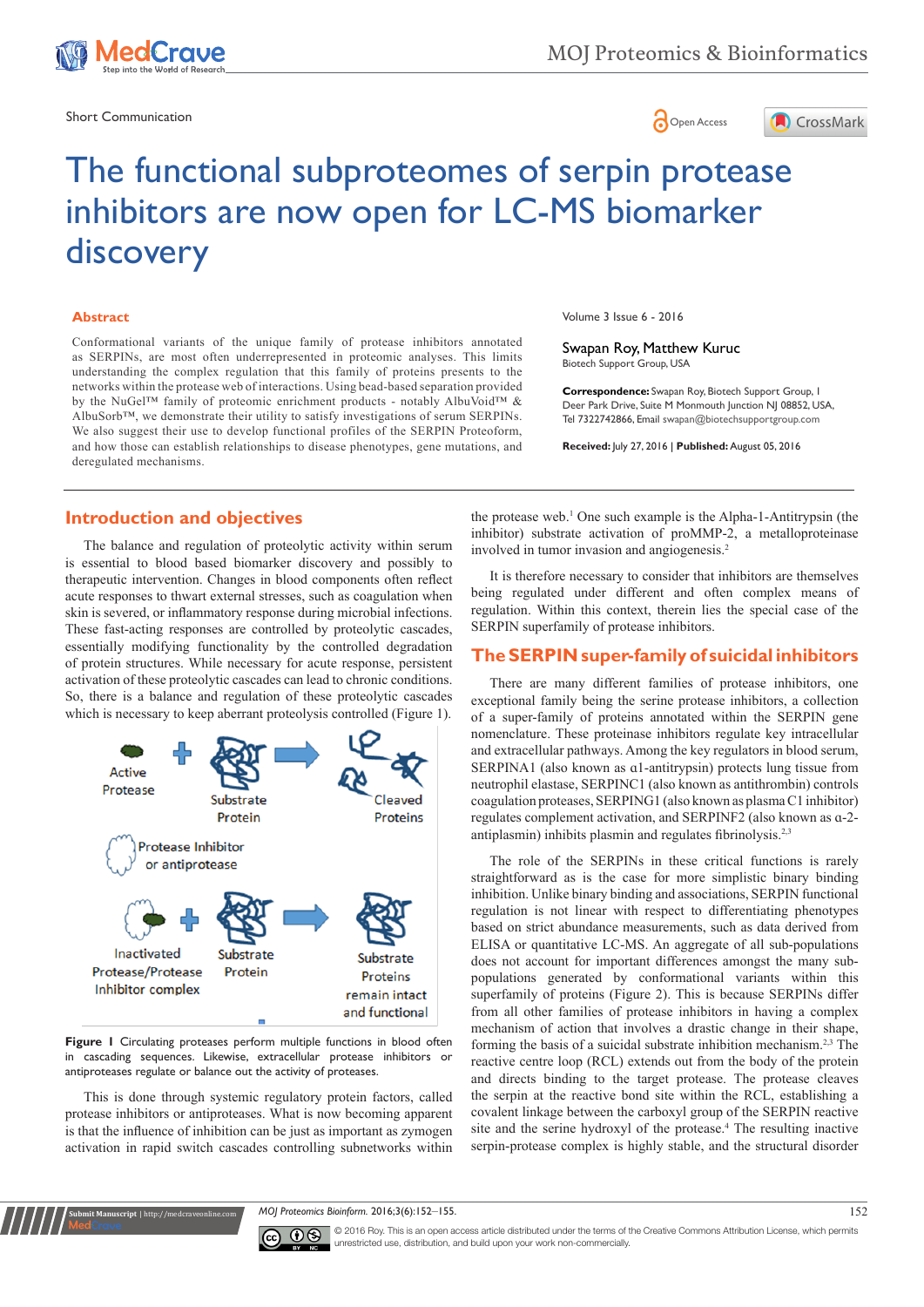Short Communication

# The functional subproteomes of serpin protease inhibitors are now open for LC-MS biomarker discovery

## Abstract

Conformational variants of the unique family of protease inhibitors annotated as SERPINs, are most often underrepresented in proteomic analyses. This limits understanding the complex regulation that this family of proteins presents to the networks within the protease web of interactions. Using bead-based separation provided by the NuGel™ family of proteomic enrichment products - notably AlbuVoid™ & AlbuSorb™, we demonstrate their utility to satisfy investigations of serum SERPINs. We also suggest their use to develop functional profiles of the SERPIN Proteoform, and how those can establish relationships to disease phenotypes, gene mutations, and deregulated mechanisms.

Volume 3 Issue 6 - 2016

Swapan Roy, Matthew Kuruc

Biotech Support Group, USA

**Correspondence:** Swapan Roy, Biotech Support Group, 1 Deer Park Drive, Suite M Monmouth Junction NJ 08852, USA, Tel 7322742866, Email swapan@biotechsupportgroup.com

**Received:** July 27, 2016 | **Published:** August 05, 2016

## Introduction and objectives

The balance and regulation of proteolytic activity within serum is essential to blood based biomarker discovery and possibly to therapeutic intervention. Changes in blood components often reflect acute responses to thwart external stresses, such as coagulation when skin is severed, or inflammatory response during microbial infections. These fast-acting responses are controlled by proteolytic cascades, essentially modifying functionality by the controlled degradation of protein structures. While necessary for acute response, persistent activation of these proteolytic cascades can lead to chronic conditions. So, there is a balance and regulation of these proteolytic cascades which is necessary to keep aberrant proteolysis controlled (Figure 1).

**Figure 1** Circulating proteases perform multiple functions in blood often in cascading sequences. Likewise, extracellular protease inhibitors or antiproteases regulate or balance out the activity of proteases.

This is done through systemic regulatory protein factors, called protease inhibitors or antiproteases. What is now becoming apparent is that the influence of inhibition can be just as important as zymogen activation in rapid switch cascades controlling subnetworks within the protease web.[1] One such example is the Alpha-1-Antitrypsin (the inhibitor) substrate activation of proMMP-2, a metalloproteinase involved in tumor invasion and angiogenesis.[2]

It is therefore necessary to consider that inhibitors are themselves being regulated under different and often complex means of regulation. Within this context, therein lies the special case of the SERPIN superfamily of protease inhibitors.

## The SERPIN super-family of suicidal inhibitors

There are many different families of protease inhibitors, one exceptional family being the serine protease inhibitors, a collection of a super-family of proteins annotated within the SERPIN gene nomenclature. These proteinase inhibitors regulate key intracellular and extracellular pathways. Among the key regulators in blood serum, SERPINA1 (also known as α1-antitrypsin) protects lung tissue from neutrophil elastase, SERPINC1 (also known as antithrombin) controls coagulation proteases, SERPING1 (also known as plasma C1 inhibitor) regulates complement activation, and SERPINF2 (also known as α-2-antiplasmin) inhibits plasmin and regulates fibrinolysis.[2,3]

The role of the SERPINs in these critical functions is rarely straightforward as is the case for more simplistic binary binding inhibition. Unlike binary binding and associations, SERPIN functional regulation is not linear with respect to differentiating phenotypes based on strict abundance measurements, such as data derived from ELISA or quantitative LC-MS. An aggregate of all sub-populations does not account for important differences amongst the many sub-populations generated by conformational variants within this superfamily of proteins (Figure 2). This is because SERPINs differ from all other families of protease inhibitors in having a complex mechanism of action that involves a drastic change in their shape, forming the basis of a suicidal substrate inhibition mechanism.[2,3] The reactive centre loop (RCL) extends out from the body of the protein and directs binding to the target protease. The protease cleaves the serpin at the reactive bond site within the RCL, establishing a covalent linkage between the carboxyl group of the SERPIN reactive site and the serine hydroxyl of the protease.[4] The resulting inactive serpin-protease complex is highly stable, and the structural disorder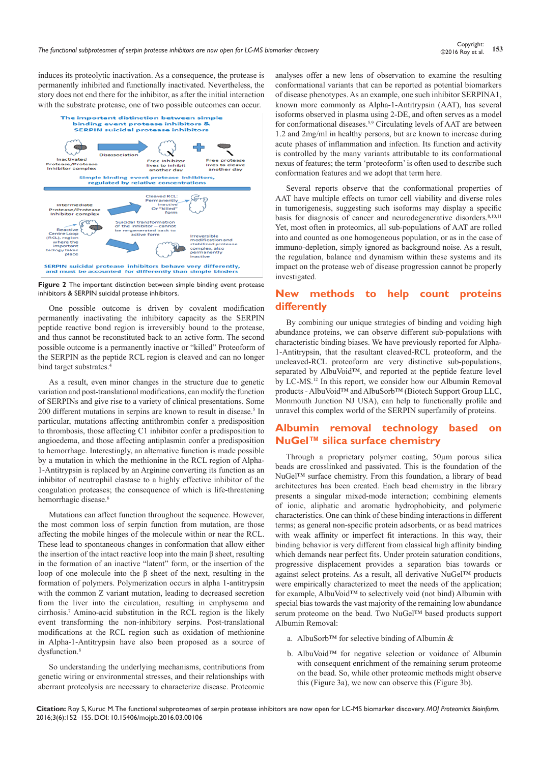induces its proteolytic inactivation. As a consequence, the protease is permanently inhibited and functionally inactivated. Nevertheless, the story does not end there for the inhibitor, as after the initial interaction with the substrate protease, one of two possible outcomes can occur.

**Figure 2** The important distinction between simple binding event protease inhibitors & SERPIN suicidal protease inhibitors.

One possible outcome is driven by covalent modification permanently inactivating the inhibitory capacity as the SERPIN peptide reactive bond region is irreversibly bound to the protease, and thus cannot be reconstituted back to an active form. The second possible outcome is a permanently inactive or "killed" Proteoform of the SERPIN as the peptide RCL region is cleaved and can no longer bind target substrates.[4]

As a result, even minor changes in the structure due to genetic variation and post-translational modifications, can modify the function of SERPINs and give rise to a variety of clinical presentations. Some 200 different mutations in serpins are known to result in disease.[5] In particular, mutations affecting antithrombin confer a predisposition to thrombosis, those affecting C1 inhibitor confer a predisposition to angioedema, and those affecting antiplasmin confer a predisposition to hemorrhage. Interestingly, an alternative function is made possible by a mutation in which the methionine in the RCL region of Alpha-1-Antitrypsin is replaced by an Arginine converting its function as an inhibitor of neutrophil elastase to a highly effective inhibitor of the coagulation proteases; the consequence of which is life-threatening hemorrhagic disease.[6]

Mutations can affect function throughout the sequence. However, the most common loss of serpin function from mutation, are those affecting the mobile hinges of the molecule within or near the RCL. These lead to spontaneous changes in conformation that allow either the insertion of the intact reactive loop into the main β sheet, resulting in the formation of an inactive "latent" form, or the insertion of the loop of one molecule into the β sheet of the next, resulting in the formation of polymers. Polymerization occurs in alpha 1-antitrypsin with the common Z variant mutation, leading to decreased secretion from the liver into the circulation, resulting in emphysema and cirrhosis.[7] Amino-acid substitution in the RCL region is the likely event transforming the non-inhibitory serpins. Post-translational modifications at the RCL region such as oxidation of methionine in Alpha-1-Antitrypsin have also been proposed as a source of dysfunction.[8]

So understanding the underlying mechanisms, contributions from genetic wiring or environmental stresses, and their relationships with aberrant proteolysis are necessary to characterize disease. Proteomic analyses offer a new lens of observation to examine the resulting conformational variants that can be reported as potential biomarkers of disease phenotypes. As an example, one such inhibitor SERPINA1, known more commonly as Alpha-1-Antitrypsin (AAT), has several isoforms observed in plasma using 2-DE, and often serves as a model for conformational diseases.[5,9] Circulating levels of AAT are between 1.2 and 2mg/ml in healthy persons, but are known to increase during acute phases of inflammation and infection. Its function and activity is controlled by the many variants attributable to its conformational nexus of features; the term 'proteoform' is often used to describe such conformation features and we adopt that term here.

Several reports observe that the conformational properties of AAT have multiple effects on tumor cell viability and diverse roles in tumorigenesis, suggesting such isoforms may display a specific basis for diagnosis of cancer and neurodegenerative disorders.[8,10,11] Yet, most often in proteomics, all sub-populations of AAT are rolled into and counted as one homogeneous population, or as in the case of immuno-depletion, simply ignored as background noise. As a result, the regulation, balance and dynamism within these systems and its impact on the protease web of disease progression cannot be properly investigated.

## New methods to help count proteins differently

By combining our unique strategies of binding and voiding high abundance proteins, we can observe different sub-populations with characteristic binding biases. We have previously reported for Alpha-1-Antitrypsin, that the resultant cleaved-RCL proteoform, and the uncleaved-RCL proteoform are very distinctive sub-populations, separated by AlbuVoid™, and reported at the peptide feature level by LC-MS.[12] In this report, we consider how our Albumin Removal products - AlbuVoid™ and AlbuSorb™ (Biotech Support Group LLC, Monmouth Junction NJ USA), can help to functionally profile and unravel this complex world of the SERPIN superfamily of proteins.

## Albumin removal technology based on NuGel™ silica surface chemistry

Through a proprietary polymer coating, 50µm porous silica beads are crosslinked and passivated. This is the foundation of the NuGel™ surface chemistry. From this foundation, a library of bead architectures has been created. Each bead chemistry in the library presents a singular mixed-mode interaction; combining elements of ionic, aliphatic and aromatic hydrophobicity, and polymeric characteristics. One can think of these binding interactions in different terms; as general non-specific protein adsorbents, or as bead matrices with weak affinity or imperfect fit interactions. In this way, their binding behavior is very different from classical high affinity binding which demands near perfect fits. Under protein saturation conditions, progressive displacement provides a separation bias towards or against select proteins. As a result, all derivative NuGel™ products were empirically characterized to meet the needs of the application; for example, AlbuVoid™ to selectively void (not bind) Albumin with special bias towards the vast majority of the remaining low abundance serum proteome on the bead. Two NuGel™ based products support Albumin Removal:

a. AlbuSorb™ for selective binding of Albumin &

b. AlbuVoid™ for negative selection or voidance of Albumin with consequent enrichment of the remaining serum proteome on the bead. So, while other proteomic methods might observe this (Figure 3a), we now can observe this (Figure 3b).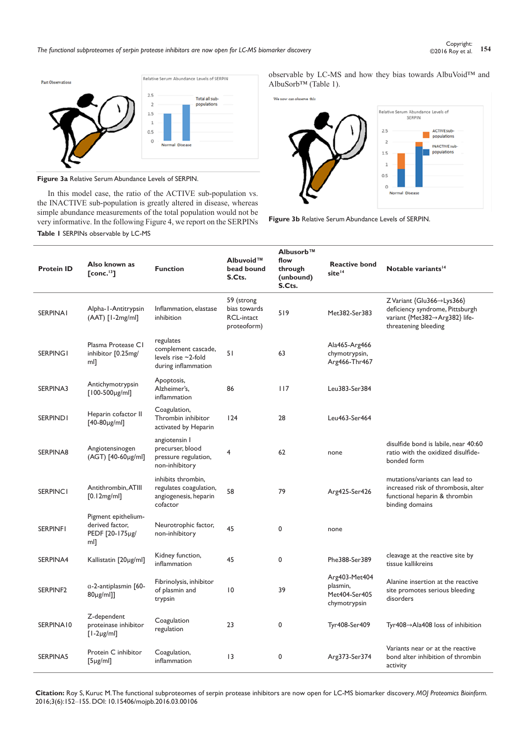Figure 3a Relative Serum Abundance Levels of SERPIN.

In this model case, the ratio of the ACTIVE sub-population vs. the INACTIVE sub-population is greatly altered in disease, whereas simple abundance measurements of the total population would not be very informative. In the following Figure 4, we report on the SERPINs observable by LC-MS and how they bias towards AlbuVoid™ and AlbuSorb™ (Table 1).

**Figure 3b** Relative Serum Abundance Levels of SERPIN.

**Table 1** SERPINs observable by LC-MS

| Protein ID | Also known as [conc.[13]] | Function | Albuvoid™ bead bound S.Cts. | Albusorb™ flow through (unbound) S.Cts. | Reactive bond site[14] | Notable variants[14] |
|---|---|---|---|---|---|---|
| SERPINA1 | Alpha-1-Antitrypsin (AAT) [1-2mg/ml] | Inflammation, elastase inhibition | 59 (strong bias towards RCL-intact proteoform) | 519 | Met382-Ser383 | Z Variant {Glu366→Lys366} deficiency syndrome, Pittsburgh variant {Met382→Arg382} life-threatening bleeding |
| SERPING1 | Plasma Protease C1 inhibitor [0.25mg/ml] | regulates complement cascade, levels rise ~2-fold during inflammation | 51 | 63 | Ala465-Arg466 chymotrypsin, Arg466-Thr467 | |
| SERPINA3 | Antichymotrypsin [100-500μg/ml] | Apoptosis, Alzheimer's, inflammation | 86 | 117 | Leu383-Ser384 | |
| SERPIND1 | Heparin cofactor II [40-80μg/ml] | Coagulation, Thrombin inhibitor activated by Heparin | 124 | 28 | Leu463-Ser464 | |
| SERPINA8 | Angiotensinogen (AGT) [40-60μg/ml] | angiotensin I precurser, blood pressure regulation, non-inhibitory | 4 | 62 | none | disulfide bond is labile, near 40:60 ratio with the oxidized disulfide-bonded form |
| SERPINC1 | Antithrombin, ATIII [0.12mg/ml] | inhibits thrombin, regulates coagulation, angiogenesis, heparin cofactor | 58 | 79 | Arg425-Ser426 | mutations/variants can lead to increased risk of thrombosis, alter functional heparin & thrombin binding domains |
| SERPINF1 | Pigment epithelium-derived factor, PEDF [20-175μg/ml] | Neurotrophic factor, non-inhibitory | 45 | 0 | none | |
| SERPINA4 | Kallistatin [20μg/ml] | Kidney function, inflammation | 45 | 0 | Phe388-Ser389 | cleavage at the reactive site by tissue kallikreins |
| SERPINF2 | α-2-antiplasmin [60-80μg/ml]] | Fibrinolysis, inhibitor of plasmin and trypsin | 10 | 39 | Arg403-Met404 plasmin, Met404-Ser405 chymotrypsin | Alanine insertion at the reactive site promotes serious bleeding disorders |
| SERPINA10 | Z-dependent proteinase inhibitor [1-2μg/ml] | Coagulation regulation | 23 | 0 | Tyr408-Ser409 | Tyr408→Ala408 loss of inhibition |
| SERPINA5 | Protein C inhibitor [5μg/ml] | Coagulation, inflammation | 13 | 0 | Arg373-Ser374 | Variants near or at the reactive bond alter inhibition of thrombin activity |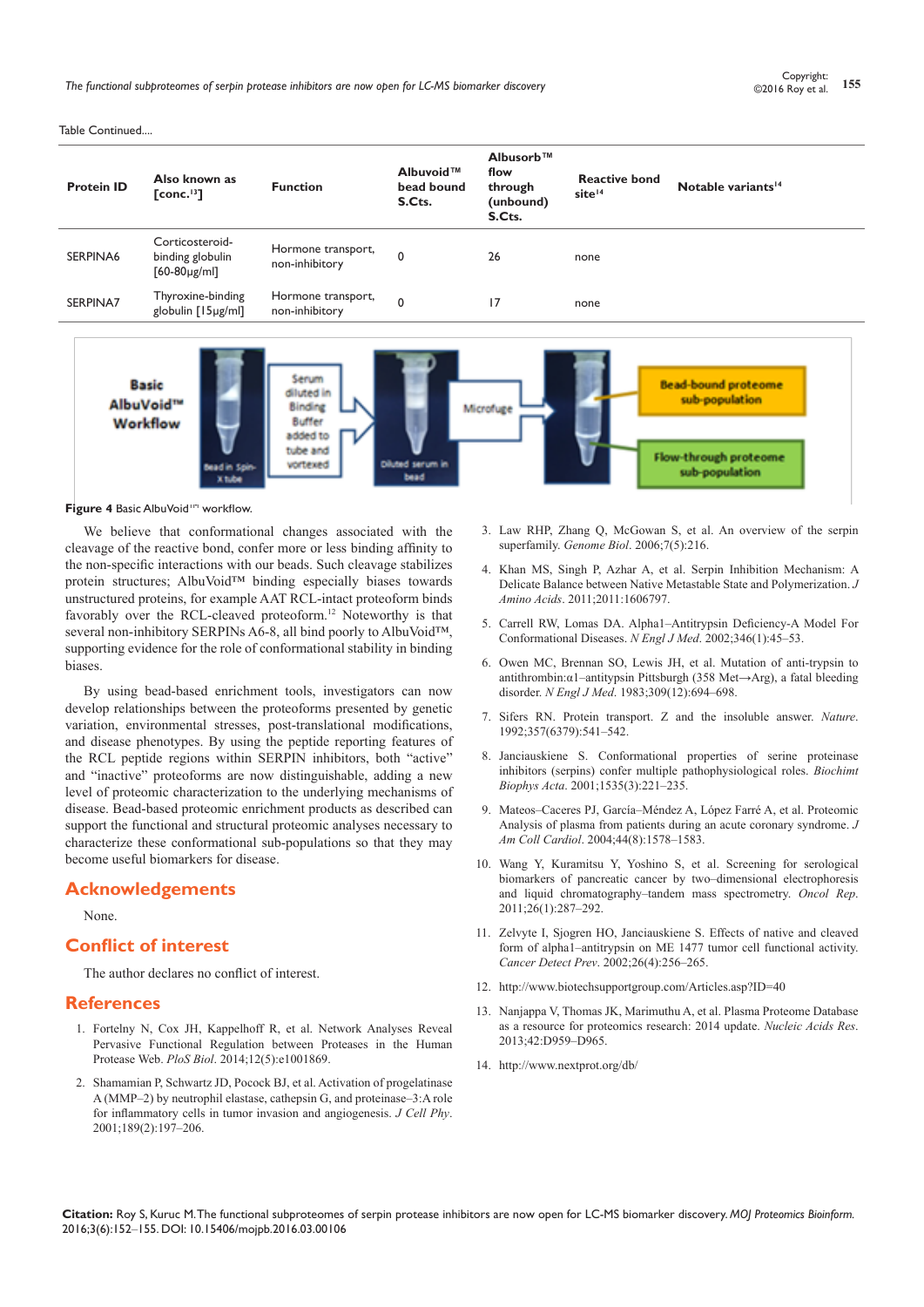Table Continued....

| Protein ID | Also known as [conc.[13]] | Function | Albuvoid™ bead bound S.Cts. | Albusorb™ flow through (unbound) S.Cts. | Reactive bond site[14] | Notable variants[14] |
|---|---|---|---|---|---|---|
| SERPINA6 | Corticosteroid-binding globulin [60-80µg/ml] | Hormone transport, non-inhibitory | 0 | 26 | none | |
| SERPINA7 | Thyroxine-binding globulin [15µg/ml] | Hormone transport, non-inhibitory | 0 | 17 | none | |

Basic AlbuVoid™ Workflow

Bead in Spin-X tube

Serum diluted in Binding Buffer added to tube and vortexed

Diluted serum in bead

Microfuge

Bead-bound proteome sub-population

Flow-through proteome sub-population

**Figure 4** Basic AlbuVoid™ workflow.

We believe that conformational changes associated with the cleavage of the reactive bond, confer more or less binding affinity to the non-specific interactions with our beads. Such cleavage stabilizes protein structures; AlbuVoid™ binding especially biases towards unstructured proteins, for example AAT RCL-intact proteoform binds favorably over the RCL-cleaved proteoform.[12] Noteworthy is that several non-inhibitory SERPINs A6-8, all bind poorly to AlbuVoid™, supporting evidence for the role of conformational stability in binding biases.

By using bead-based enrichment tools, investigators can now develop relationships between the proteoforms presented by genetic variation, environmental stresses, post-translational modifications, and disease phenotypes. By using the peptide reporting features of the RCL peptide regions within SERPIN inhibitors, both "active" and "inactive" proteoforms are now distinguishable, adding a new level of proteomic characterization to the underlying mechanisms of disease. Bead-based proteomic enrichment products as described can support the functional and structural proteomic analyses necessary to characterize these conformational sub-populations so that they may become useful biomarkers for disease.

## Acknowledgements

None.

## Conflict of interest

The author declares no conflict of interest.

## References

1. Fortelny N, Cox JH, Kappelhoff R, et al. Network Analyses Reveal Pervasive Functional Regulation between Proteases in the Human Protease Web. *PloS Biol*. 2014;12(5):e1001869.
2. Shamamian P, Schwartz JD, Pocock BJ, et al. Activation of progelatinase A (MMP–2) by neutrophil elastase, cathepsin G, and proteinase–3: A role for inflammatory cells in tumor invasion and angiogenesis. *J Cell Phy*. 2001;189(2):197–206.
3. Law RHP, Zhang Q, McGowan S, et al. An overview of the serpin superfamily. *Genome Biol*. 2006;7(5):216.
4. Khan MS, Singh P, Azhar A, et al. Serpin Inhibition Mechanism: A Delicate Balance between Native Metastable State and Polymerization. *J Amino Acids*. 2011;2011:1606797.
5. Carrell RW, Lomas DA. Alpha1–Antitrypsin Deficiency-A Model For Conformational Diseases. *N Engl J Med*. 2002;346(1):45–53.
6. Owen MC, Brennan SO, Lewis JH, et al. Mutation of anti-trypsin to antithrombin:α1–antitypsin Pittsburgh (358 Met→Arg), a fatal bleeding disorder. *N Engl J Med*. 1983;309(12):694–698.
7. Sifers RN. Protein transport. Z and the insoluble answer. *Nature*. 1992;357(6379):541–542.
8. Janciauskiene S. Conformational properties of serine proteinase inhibitors (serpins) confer multiple pathophysiological roles. *Biochimt Biophys Acta*. 2001;1535(3):221–235.
9. Mateos–Caceres PJ, García–Méndez A, López Farré A, et al. Proteomic Analysis of plasma from patients during an acute coronary syndrome. *J Am Coll Cardiol*. 2004;44(8):1578–1583.
10. Wang Y, Kuramitsu Y, Yoshino S, et al. Screening for serological biomarkers of pancreatic cancer by two–dimensional electrophoresis and liquid chromatography–tandem mass spectrometry. *Oncol Rep*. 2011;26(1):287–292.
11. Zelvyte I, Sjogren HO, Janciauskiene S. Effects of native and cleaved form of alpha1–antitrypsin on ME 1477 tumor cell functional activity. *Cancer Detect Prev*. 2002;26(4):256–265.
12. http://www.biotechsupportgroup.com/Articles.asp?ID=40
13. Nanjappa V, Thomas JK, Marimuthu A, et al. Plasma Proteome Database as a resource for proteomics research: 2014 update. *Nucleic Acids Res*. 2013;42:D959–D965.
14. http://www.nextprot.org/db/